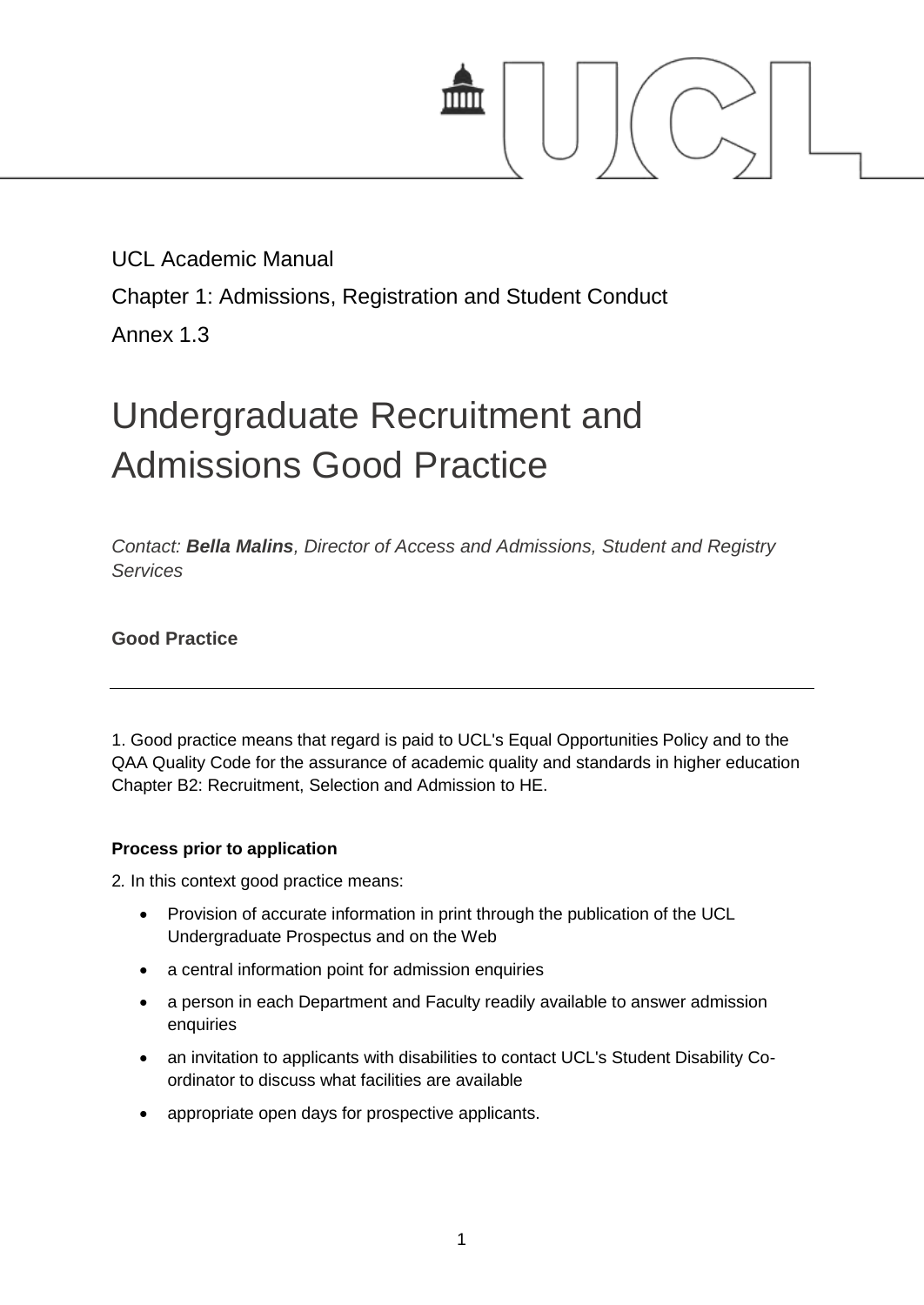UCL Academic Manual

Chapter 1: Admissions, Registration and Student Conduct

Annex 1.3

# Undergraduate Recruitment and Admissions Good Practice

*Contact: **Bella Malins**, Director of Access and Admissions, Student and Registry Services*

### Good Practice

---

1. Good practice means that regard is paid to UCL's Equal Opportunities Policy and to the QAA Quality Code for the assurance of academic quality and standards in higher education Chapter B2: Recruitment, Selection and Admission to HE.

#### Process prior to application

2. In this context good practice means:

- Provision of accurate information in print through the publication of the UCL Undergraduate Prospectus and on the Web
- a central information point for admission enquiries
- a person in each Department and Faculty readily available to answer admission enquiries
- an invitation to applicants with disabilities to contact UCL's Student Disability Co-ordinator to discuss what facilities are available
- appropriate open days for prospective applicants.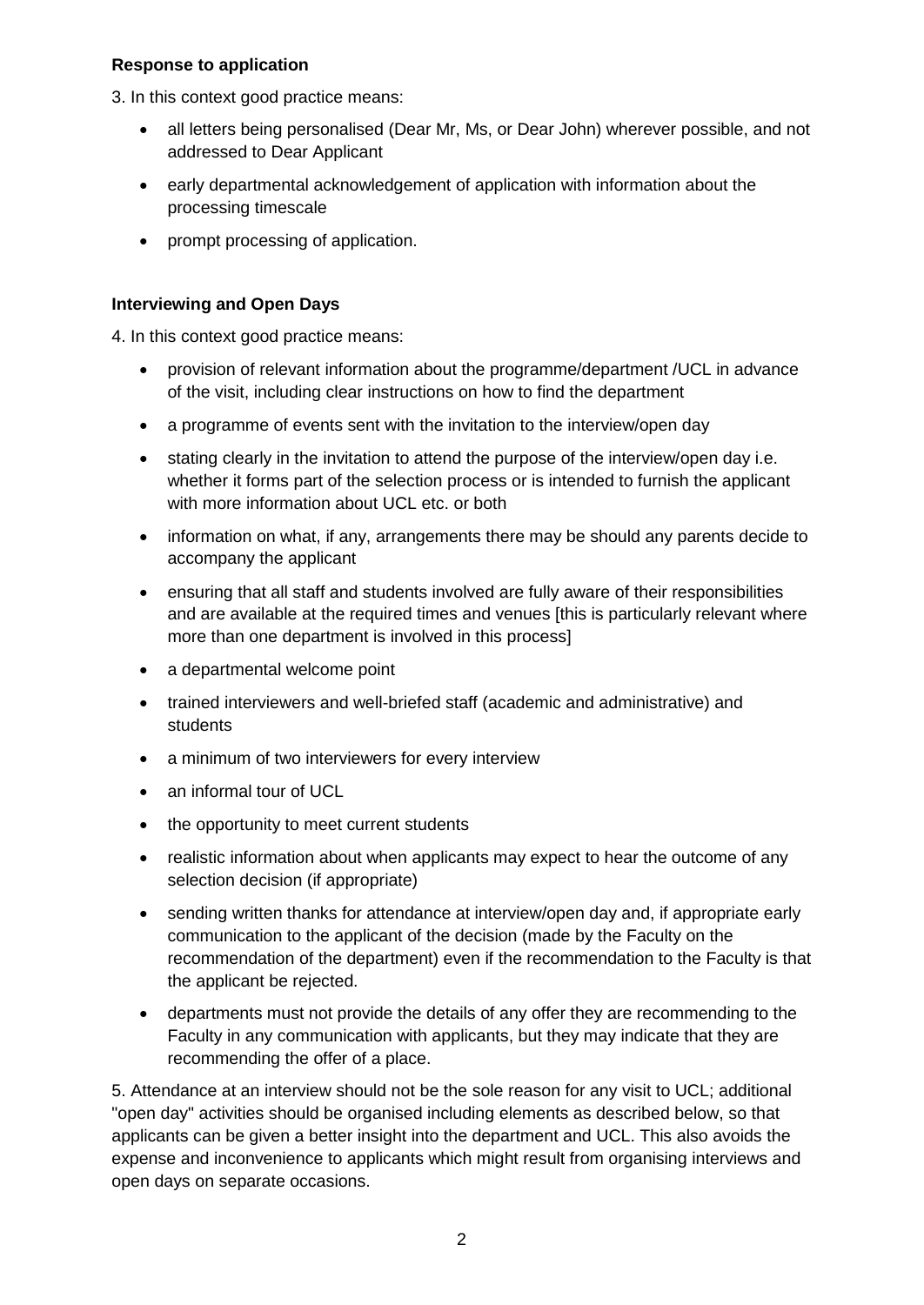**Response to application**

3. In this context good practice means:

- all letters being personalised (Dear Mr, Ms, or Dear John) wherever possible, and not addressed to Dear Applicant
- early departmental acknowledgement of application with information about the processing timescale
- prompt processing of application.

**Interviewing and Open Days**

4. In this context good practice means:

- provision of relevant information about the programme/department /UCL in advance of the visit, including clear instructions on how to find the department
- a programme of events sent with the invitation to the interview/open day
- stating clearly in the invitation to attend the purpose of the interview/open day i.e. whether it forms part of the selection process or is intended to furnish the applicant with more information about UCL etc. or both
- information on what, if any, arrangements there may be should any parents decide to accompany the applicant
- ensuring that all staff and students involved are fully aware of their responsibilities and are available at the required times and venues [this is particularly relevant where more than one department is involved in this process]
- a departmental welcome point
- trained interviewers and well-briefed staff (academic and administrative) and students
- a minimum of two interviewers for every interview
- an informal tour of UCL
- the opportunity to meet current students
- realistic information about when applicants may expect to hear the outcome of any selection decision (if appropriate)
- sending written thanks for attendance at interview/open day and, if appropriate early communication to the applicant of the decision (made by the Faculty on the recommendation of the department) even if the recommendation to the Faculty is that the applicant be rejected.
- departments must not provide the details of any offer they are recommending to the Faculty in any communication with applicants, but they may indicate that they are recommending the offer of a place.

5. Attendance at an interview should not be the sole reason for any visit to UCL; additional "open day" activities should be organised including elements as described below, so that applicants can be given a better insight into the department and UCL. This also avoids the expense and inconvenience to applicants which might result from organising interviews and open days on separate occasions.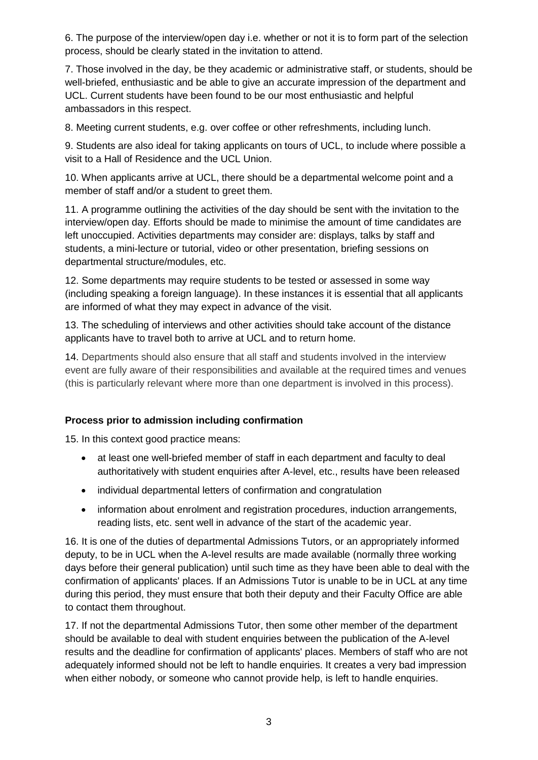6. The purpose of the interview/open day i.e. whether or not it is to form part of the selection process, should be clearly stated in the invitation to attend.

7. Those involved in the day, be they academic or administrative staff, or students, should be well-briefed, enthusiastic and be able to give an accurate impression of the department and UCL. Current students have been found to be our most enthusiastic and helpful ambassadors in this respect.

8. Meeting current students, e.g. over coffee or other refreshments, including lunch.

9. Students are also ideal for taking applicants on tours of UCL, to include where possible a visit to a Hall of Residence and the UCL Union.

10. When applicants arrive at UCL, there should be a departmental welcome point and a member of staff and/or a student to greet them.

11. A programme outlining the activities of the day should be sent with the invitation to the interview/open day. Efforts should be made to minimise the amount of time candidates are left unoccupied. Activities departments may consider are: displays, talks by staff and students, a mini-lecture or tutorial, video or other presentation, briefing sessions on departmental structure/modules, etc.

12. Some departments may require students to be tested or assessed in some way (including speaking a foreign language). In these instances it is essential that all applicants are informed of what they may expect in advance of the visit.

13. The scheduling of interviews and other activities should take account of the distance applicants have to travel both to arrive at UCL and to return home.

14. Departments should also ensure that all staff and students involved in the interview event are fully aware of their responsibilities and available at the required times and venues (this is particularly relevant where more than one department is involved in this process).

**Process prior to admission including confirmation**

15. In this context good practice means:

- at least one well-briefed member of staff in each department and faculty to deal authoritatively with student enquiries after A-level, etc., results have been released
- individual departmental letters of confirmation and congratulation
- information about enrolment and registration procedures, induction arrangements, reading lists, etc. sent well in advance of the start of the academic year.

16. It is one of the duties of departmental Admissions Tutors, or an appropriately informed deputy, to be in UCL when the A-level results are made available (normally three working days before their general publication) until such time as they have been able to deal with the confirmation of applicants' places. If an Admissions Tutor is unable to be in UCL at any time during this period, they must ensure that both their deputy and their Faculty Office are able to contact them throughout.

17. If not the departmental Admissions Tutor, then some other member of the department should be available to deal with student enquiries between the publication of the A-level results and the deadline for confirmation of applicants' places. Members of staff who are not adequately informed should not be left to handle enquiries. It creates a very bad impression when either nobody, or someone who cannot provide help, is left to handle enquiries.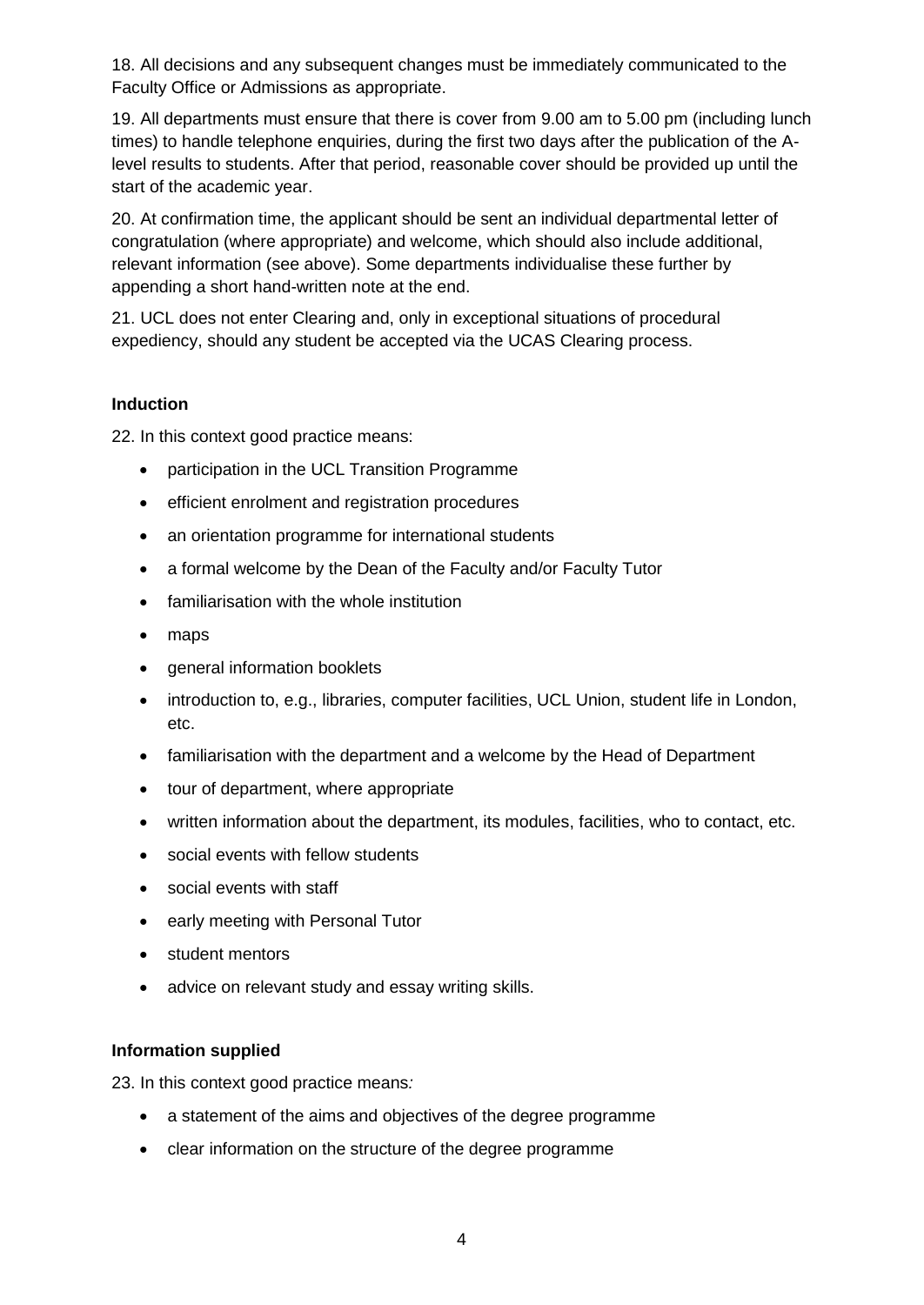18. All decisions and any subsequent changes must be immediately communicated to the Faculty Office or Admissions as appropriate.

19. All departments must ensure that there is cover from 9.00 am to 5.00 pm (including lunch times) to handle telephone enquiries, during the first two days after the publication of the A-level results to students. After that period, reasonable cover should be provided up until the start of the academic year.

20. At confirmation time, the applicant should be sent an individual departmental letter of congratulation (where appropriate) and welcome, which should also include additional, relevant information (see above). Some departments individualise these further by appending a short hand-written note at the end.

21. UCL does not enter Clearing and, only in exceptional situations of procedural expediency, should any student be accepted via the UCAS Clearing process.

### Induction

22. In this context good practice means:

- participation in the UCL Transition Programme
- efficient enrolment and registration procedures
- an orientation programme for international students
- a formal welcome by the Dean of the Faculty and/or Faculty Tutor
- familiarisation with the whole institution
- maps
- general information booklets
- introduction to, e.g., libraries, computer facilities, UCL Union, student life in London, etc.
- familiarisation with the department and a welcome by the Head of Department
- tour of department, where appropriate
- written information about the department, its modules, facilities, who to contact, etc.
- social events with fellow students
- social events with staff
- early meeting with Personal Tutor
- student mentors
- advice on relevant study and essay writing skills.

### Information supplied

23. In this context good practice means*:*

- a statement of the aims and objectives of the degree programme
- clear information on the structure of the degree programme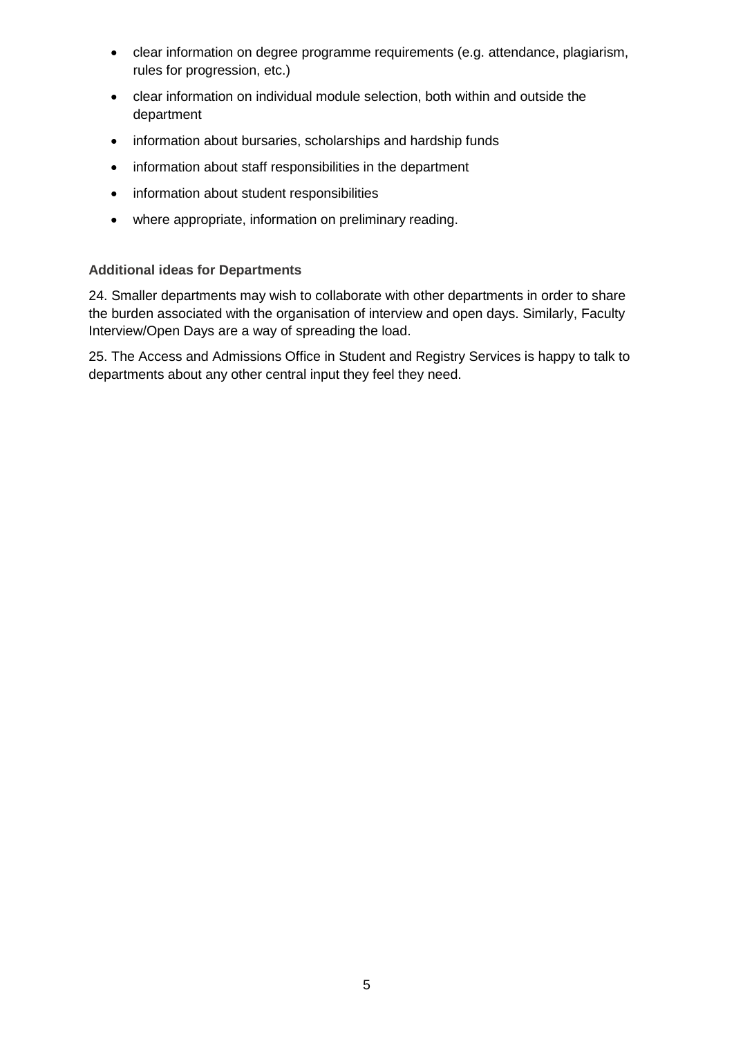- clear information on degree programme requirements (e.g. attendance, plagiarism, rules for progression, etc.)
- clear information on individual module selection, both within and outside the department
- information about bursaries, scholarships and hardship funds
- information about staff responsibilities in the department
- information about student responsibilities
- where appropriate, information on preliminary reading.

### Additional ideas for Departments

24. Smaller departments may wish to collaborate with other departments in order to share the burden associated with the organisation of interview and open days. Similarly, Faculty Interview/Open Days are a way of spreading the load.

25. The Access and Admissions Office in Student and Registry Services is happy to talk to departments about any other central input they feel they need.